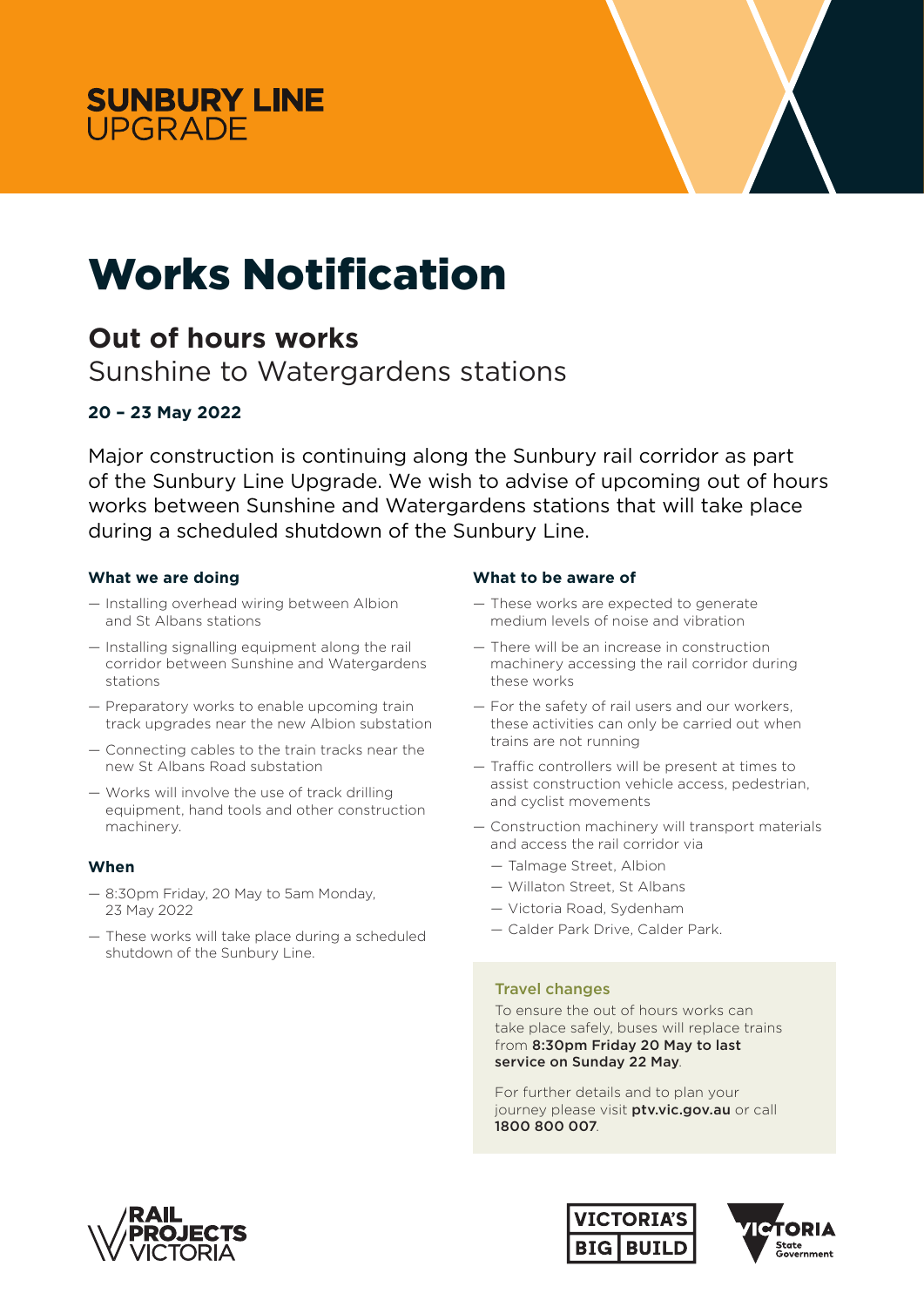SUNBURY LINE UPGRADE

# Works Notification

## Out of hours works

Sunshine to Watergardens stations

**20 – 23 May 2022**

Major construction is continuing along the Sunbury rail corridor as part of the Sunbury Line Upgrade. We wish to advise of upcoming out of hours works between Sunshine and Watergardens stations that will take place during a scheduled shutdown of the Sunbury Line.

### What we are doing

- Installing overhead wiring between Albion and St Albans stations
- Installing signalling equipment along the rail corridor between Sunshine and Watergardens stations
- Preparatory works to enable upcoming train track upgrades near the new Albion substation
- Connecting cables to the train tracks near the new St Albans Road substation
- Works will involve the use of track drilling equipment, hand tools and other construction machinery.

### When

- 8:30pm Friday, 20 May to 5am Monday, 23 May 2022
- These works will take place during a scheduled shutdown of the Sunbury Line.

### What to be aware of

- These works are expected to generate medium levels of noise and vibration
- There will be an increase in construction machinery accessing the rail corridor during these works
- For the safety of rail users and our workers, these activities can only be carried out when trains are not running
- Traffic controllers will be present at times to assist construction vehicle access, pedestrian, and cyclist movements
- Construction machinery will transport materials and access the rail corridor via
  - Talmage Street, Albion
  - Willaton Street, St Albans
  - Victoria Road, Sydenham
  - Calder Park Drive, Calder Park.

### Travel changes

To ensure the out of hours works can take place safely, buses will replace trains from **8:30pm Friday 20 May to last service on Sunday 22 May**.

For further details and to plan your journey please visit **ptv.vic.gov.au** or call **1800 800 007**.

RAIL PROJECTS VICTORIA | VICTORIA'S BIG BUILD | VICTORIA State Government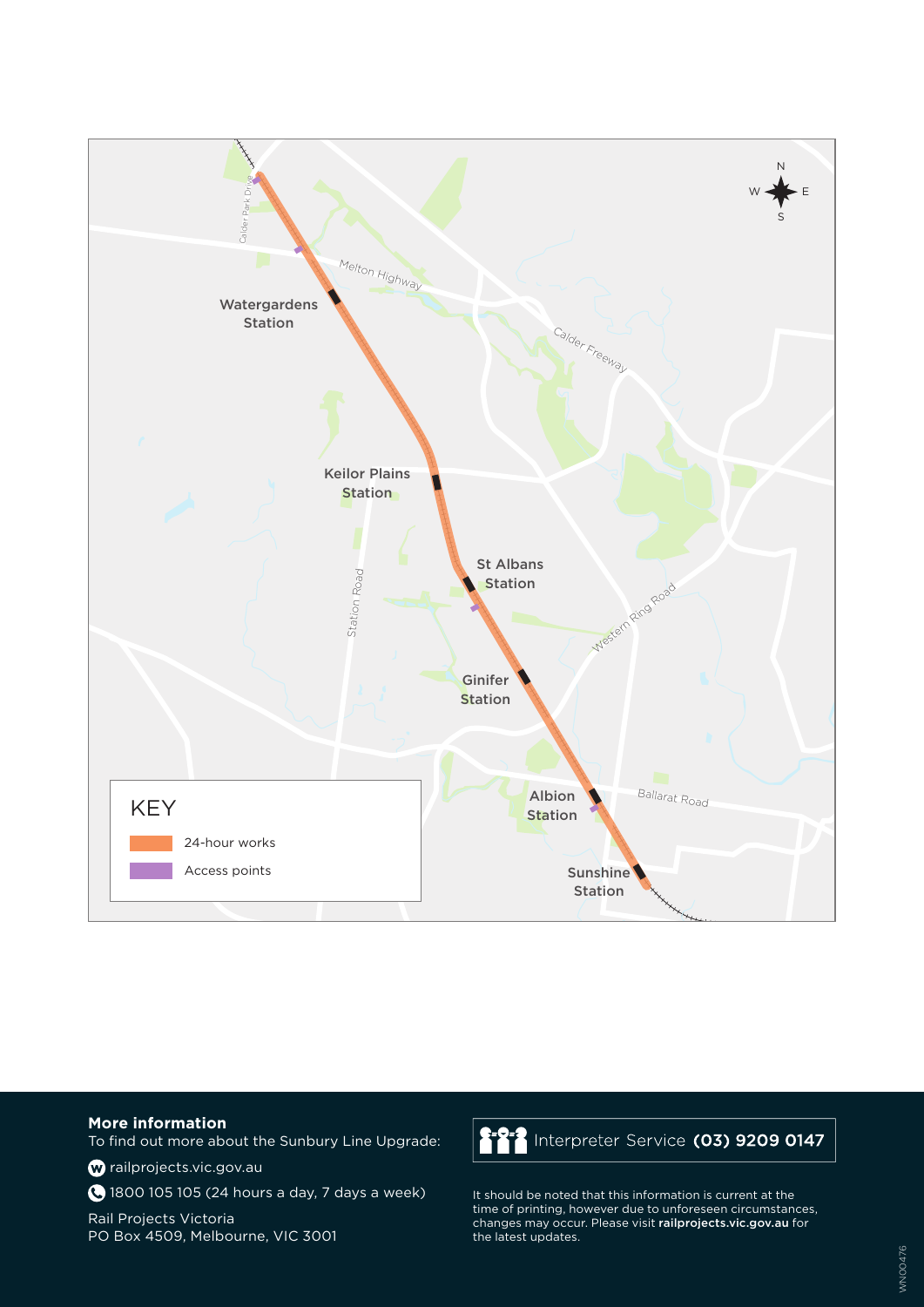Watergardens Station

Keilor Plains Station

St Albans Station

Ginifer Station

Albion Station

Sunshine Station

Calder Park Drive

Melton Highway

Calder Freeway

Station Road

Western Ring Road

Ballarat Road

N

W

E

S

KEY

24-hour works

Access points

**More information**

To find out more about the Sunbury Line Upgrade:

railprojects.vic.gov.au

1800 105 105 (24 hours a day, 7 days a week)

Rail Projects Victoria
PO Box 4509, Melbourne, VIC 3001

Interpreter Service **(03) 9209 0147**

It should be noted that this information is current at the time of printing, however due to unforeseen circumstances, changes may occur. Please visit **railprojects.vic.gov.au** for the latest updates.

WN00476